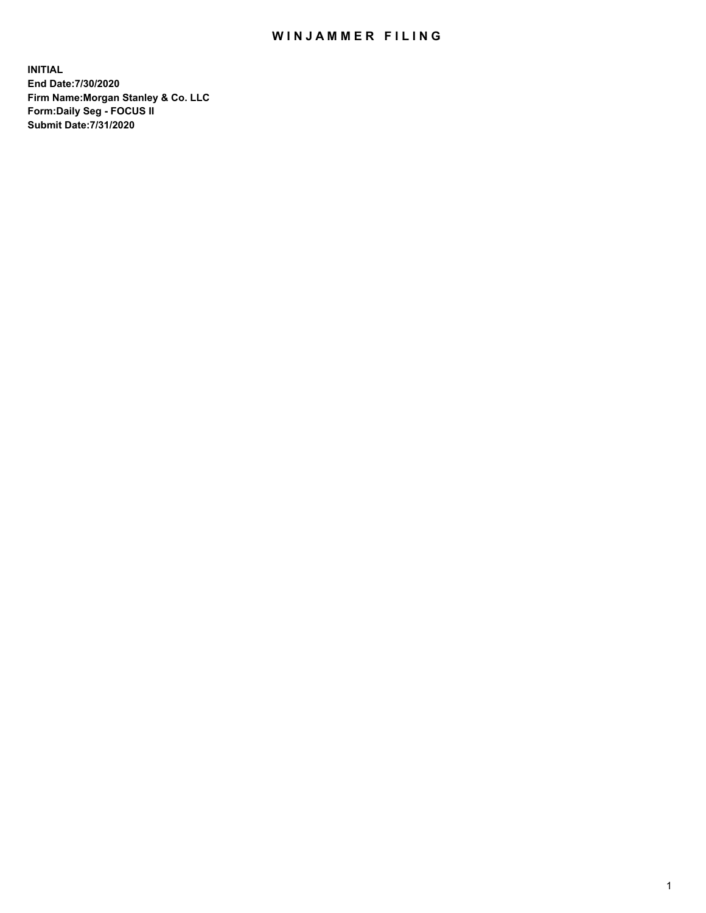# WINJAMMER FILING

**INITIAL**
**End Date:7/30/2020**
**Firm Name:Morgan Stanley & Co. LLC**
**Form:Daily Seg - FOCUS II**
**Submit Date:7/31/2020**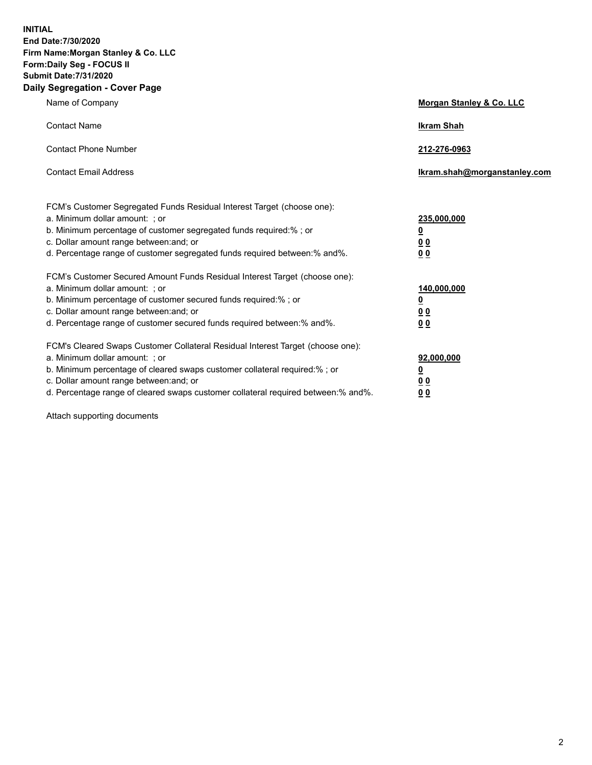**INITIAL**
**End Date:7/30/2020**
**Firm Name:Morgan Stanley & Co. LLC**
**Form:Daily Seg - FOCUS II**
**Submit Date:7/31/2020**

## Daily Segregation - Cover Page

| | |
|---|---|
| Name of Company | **Morgan Stanley & Co. LLC** |
| Contact Name | **Ikram Shah** |
| Contact Phone Number | **212-276-0963** |
| Contact Email Address | **Ikram.shah@morganstanley.com** |

FCM's Customer Segregated Funds Residual Interest Target (choose one):

| | |
|---|---|
| a. Minimum dollar amount: ; or | **235,000,000** |
| b. Minimum percentage of customer segregated funds required:% ; or | **0** |
| c. Dollar amount range between:and; or | **0 0** |
| d. Percentage range of customer segregated funds required between:% and%. | **0 0** |

FCM's Customer Secured Amount Funds Residual Interest Target (choose one):

| | |
|---|---|
| a. Minimum dollar amount: ; or | **140,000,000** |
| b. Minimum percentage of customer secured funds required:% ; or | **0** |
| c. Dollar amount range between:and; or | **0 0** |
| d. Percentage range of customer secured funds required between:% and%. | **0 0** |

FCM's Cleared Swaps Customer Collateral Residual Interest Target (choose one):

| | |
|---|---|
| a. Minimum dollar amount: ; or | **92,000,000** |
| b. Minimum percentage of cleared swaps customer collateral required:% ; or | **0** |
| c. Dollar amount range between:and; or | **0 0** |
| d. Percentage range of cleared swaps customer collateral required between:% and%. | **0 0** |

Attach supporting documents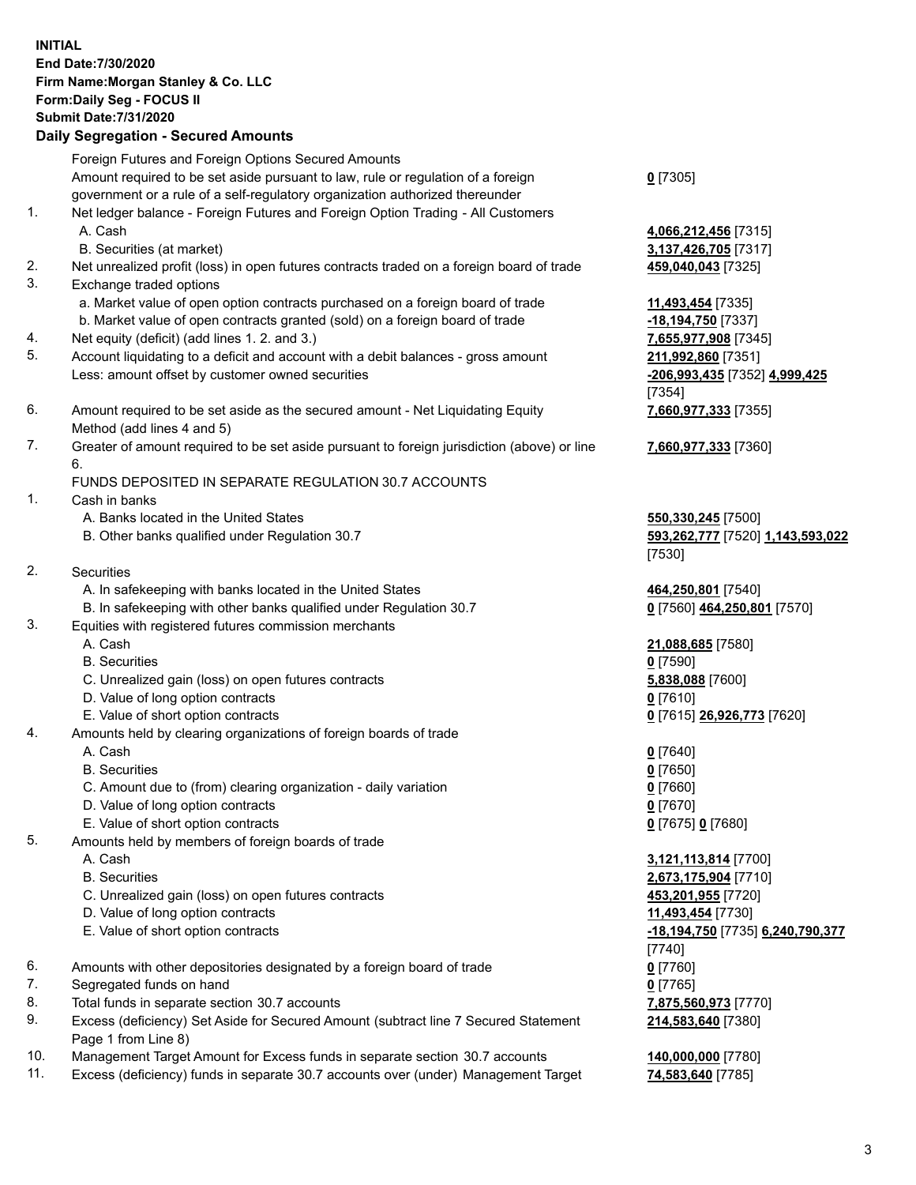**INITIAL**
**End Date:7/30/2020**
**Firm Name:Morgan Stanley & Co. LLC**
**Form:Daily Seg - FOCUS II**
**Submit Date:7/31/2020**

## Daily Segregation - Secured Amounts

| | | |
|---|---|---|
| | Foreign Futures and Foreign Options Secured Amounts | |
| | Amount required to be set aside pursuant to law, rule or regulation of a foreign government or a rule of a self-regulatory organization authorized thereunder | **0** [7305] |
| 1. | Net ledger balance - Foreign Futures and Foreign Option Trading - All Customers | |
| | A. Cash | **4,066,212,456** [7315] |
| | B. Securities (at market) | **3,137,426,705** [7317] |
| 2. | Net unrealized profit (loss) in open futures contracts traded on a foreign board of trade | **459,040,043** [7325] |
| 3. | Exchange traded options | |
| | a. Market value of open option contracts purchased on a foreign board of trade | **11,493,454** [7335] |
| | b. Market value of open contracts granted (sold) on a foreign board of trade | **-18,194,750** [7337] |
| 4. | Net equity (deficit) (add lines 1. 2. and 3.) | **7,655,977,908** [7345] |
| 5. | Account liquidating to a deficit and account with a debit balances - gross amount | **211,992,860** [7351] |
| | Less: amount offset by customer owned securities | **-206,993,435** [7352] **4,999,425** [7354] |
| 6. | Amount required to be set aside as the secured amount - Net Liquidating Equity Method (add lines 4 and 5) | **7,660,977,333** [7355] |
| 7. | Greater of amount required to be set aside pursuant to foreign jurisdiction (above) or line 6. | **7,660,977,333** [7360] |
| | FUNDS DEPOSITED IN SEPARATE REGULATION 30.7 ACCOUNTS | |
| 1. | Cash in banks | |
| | A. Banks located in the United States | **550,330,245** [7500] |
| | B. Other banks qualified under Regulation 30.7 | **593,262,777** [7520] **1,143,593,022** [7530] |
| 2. | Securities | |
| | A. In safekeeping with banks located in the United States | **464,250,801** [7540] |
| | B. In safekeeping with other banks qualified under Regulation 30.7 | **0** [7560] **464,250,801** [7570] |
| 3. | Equities with registered futures commission merchants | |
| | A. Cash | **21,088,685** [7580] |
| | B. Securities | **0** [7590] |
| | C. Unrealized gain (loss) on open futures contracts | **5,838,088** [7600] |
| | D. Value of long option contracts | **0** [7610] |
| | E. Value of short option contracts | **0** [7615] **26,926,773** [7620] |
| 4. | Amounts held by clearing organizations of foreign boards of trade | |
| | A. Cash | **0** [7640] |
| | B. Securities | **0** [7650] |
| | C. Amount due to (from) clearing organization - daily variation | **0** [7660] |
| | D. Value of long option contracts | **0** [7670] |
| | E. Value of short option contracts | **0** [7675] **0** [7680] |
| 5. | Amounts held by members of foreign boards of trade | |
| | A. Cash | **3,121,113,814** [7700] |
| | B. Securities | **2,673,175,904** [7710] |
| | C. Unrealized gain (loss) on open futures contracts | **453,201,955** [7720] |
| | D. Value of long option contracts | **11,493,454** [7730] |
| | E. Value of short option contracts | **-18,194,750** [7735] **6,240,790,377** [7740] |
| 6. | Amounts with other depositories designated by a foreign board of trade | **0** [7760] |
| 7. | Segregated funds on hand | **0** [7765] |
| 8. | Total funds in separate section 30.7 accounts | **7,875,560,973** [7770] |
| 9. | Excess (deficiency) Set Aside for Secured Amount (subtract line 7 Secured Statement Page 1 from Line 8) | **214,583,640** [7380] |
| 10. | Management Target Amount for Excess funds in separate section 30.7 accounts | **140,000,000** [7780] |
| 11. | Excess (deficiency) funds in separate 30.7 accounts over (under) Management Target | **74,583,640** [7785] |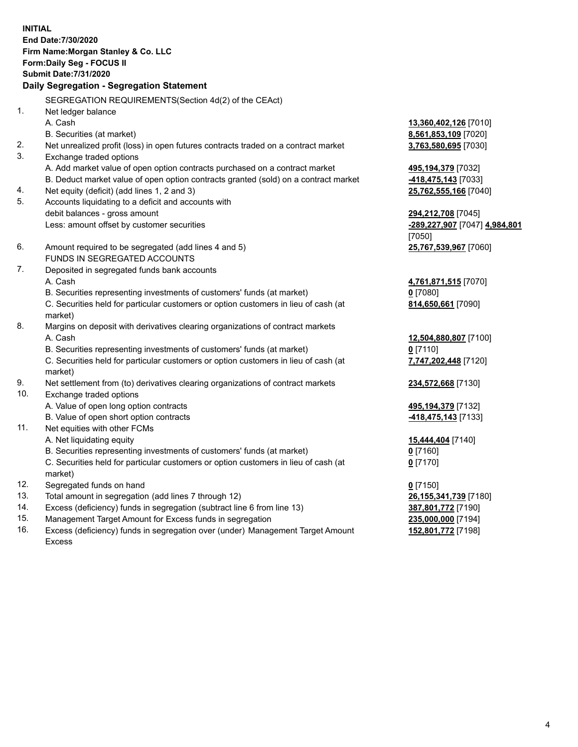**INITIAL**
**End Date:7/30/2020**
**Firm Name:Morgan Stanley & Co. LLC**
**Form:Daily Seg - FOCUS II**
**Submit Date:7/31/2020**

## Daily Segregation - Segregation Statement

SEGREGATION REQUIREMENTS(Section 4d(2) of the CEAct)

| | | |
|---|---|---|
| 1. | Net ledger balance | |
| | A. Cash | **13,360,402,126** [7010] |
| | B. Securities (at market) | **8,561,853,109** [7020] |
| 2. | Net unrealized profit (loss) in open futures contracts traded on a contract market | **3,763,580,695** [7030] |
| 3. | Exchange traded options | |
| | A. Add market value of open option contracts purchased on a contract market | **495,194,379** [7032] |
| | B. Deduct market value of open option contracts granted (sold) on a contract market | **-418,475,143** [7033] |
| 4. | Net equity (deficit) (add lines 1, 2 and 3) | **25,762,555,166** [7040] |
| 5. | Accounts liquidating to a deficit and accounts with debit balances - gross amount | **294,212,708** [7045] |
| | Less: amount offset by customer securities | **-289,227,907** [7047] **4,984,801** [7050] |
| 6. | Amount required to be segregated (add lines 4 and 5) | **25,767,539,967** [7060] |
| | FUNDS IN SEGREGATED ACCOUNTS | |
| 7. | Deposited in segregated funds bank accounts | |
| | A. Cash | **4,761,871,515** [7070] |
| | B. Securities representing investments of customers' funds (at market) | **0** [7080] |
| | C. Securities held for particular customers or option customers in lieu of cash (at market) | **814,650,661** [7090] |
| 8. | Margins on deposit with derivatives clearing organizations of contract markets | |
| | A. Cash | **12,504,880,807** [7100] |
| | B. Securities representing investments of customers' funds (at market) | **0** [7110] |
| | C. Securities held for particular customers or option customers in lieu of cash (at market) | **7,747,202,448** [7120] |
| 9. | Net settlement from (to) derivatives clearing organizations of contract markets | **234,572,668** [7130] |
| 10. | Exchange traded options | |
| | A. Value of open long option contracts | **495,194,379** [7132] |
| | B. Value of open short option contracts | **-418,475,143** [7133] |
| 11. | Net equities with other FCMs | |
| | A. Net liquidating equity | **15,444,404** [7140] |
| | B. Securities representing investments of customers' funds (at market) | **0** [7160] |
| | C. Securities held for particular customers or option customers in lieu of cash (at market) | **0** [7170] |
| 12. | Segregated funds on hand | **0** [7150] |
| 13. | Total amount in segregation (add lines 7 through 12) | **26,155,341,739** [7180] |
| 14. | Excess (deficiency) funds in segregation (subtract line 6 from line 13) | **387,801,772** [7190] |
| 15. | Management Target Amount for Excess funds in segregation | **235,000,000** [7194] |
| 16. | Excess (deficiency) funds in segregation over (under) Management Target Amount Excess | **152,801,772** [7198] |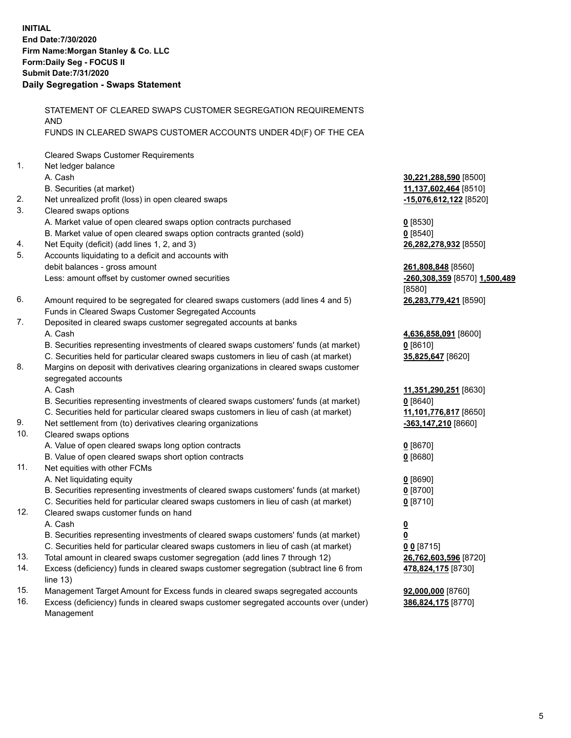**INITIAL**
**End Date:7/30/2020**
**Firm Name:Morgan Stanley & Co. LLC**
**Form:Daily Seg - FOCUS II**
**Submit Date:7/31/2020**
**Daily Segregation - Swaps Statement**

STATEMENT OF CLEARED SWAPS CUSTOMER SEGREGATION REQUIREMENTS AND FUNDS IN CLEARED SWAPS CUSTOMER ACCOUNTS UNDER 4D(F) OF THE CEA

| | | |
|---|---|---|
| | Cleared Swaps Customer Requirements | |
| 1. | Net ledger balance | |
| | A. Cash | **30,221,288,590** [8500] |
| | B. Securities (at market) | **11,137,602,464** [8510] |
| 2. | Net unrealized profit (loss) in open cleared swaps | **-15,076,612,122** [8520] |
| 3. | Cleared swaps options | |
| | A. Market value of open cleared swaps option contracts purchased | **0** [8530] |
| | B. Market value of open cleared swaps option contracts granted (sold) | **0** [8540] |
| 4. | Net Equity (deficit) (add lines 1, 2, and 3) | **26,282,278,932** [8550] |
| 5. | Accounts liquidating to a deficit and accounts with debit balances - gross amount | **261,808,848** [8560] |
| | Less: amount offset by customer owned securities | **-260,308,359** [8570] **1,500,489** [8580] |
| 6. | Amount required to be segregated for cleared swaps customers (add lines 4 and 5) | **26,283,779,421** [8590] |
| | Funds in Cleared Swaps Customer Segregated Accounts | |
| 7. | Deposited in cleared swaps customer segregated accounts at banks | |
| | A. Cash | **4,636,858,091** [8600] |
| | B. Securities representing investments of cleared swaps customers' funds (at market) | **0** [8610] |
| | C. Securities held for particular cleared swaps customers in lieu of cash (at market) | **35,825,647** [8620] |
| 8. | Margins on deposit with derivatives clearing organizations in cleared swaps customer segregated accounts | |
| | A. Cash | **11,351,290,251** [8630] |
| | B. Securities representing investments of cleared swaps customers' funds (at market) | **0** [8640] |
| | C. Securities held for particular cleared swaps customers in lieu of cash (at market) | **11,101,776,817** [8650] |
| 9. | Net settlement from (to) derivatives clearing organizations | **-363,147,210** [8660] |
| 10. | Cleared swaps options | |
| | A. Value of open cleared swaps long option contracts | **0** [8670] |
| | B. Value of open cleared swaps short option contracts | **0** [8680] |
| 11. | Net equities with other FCMs | |
| | A. Net liquidating equity | **0** [8690] |
| | B. Securities representing investments of cleared swaps customers' funds (at market) | **0** [8700] |
| | C. Securities held for particular cleared swaps customers in lieu of cash (at market) | **0** [8710] |
| 12. | Cleared swaps customer funds on hand | |
| | A. Cash | **0** |
| | B. Securities representing investments of cleared swaps customers' funds (at market) | **0** |
| | C. Securities held for particular cleared swaps customers in lieu of cash (at market) | **0** **0** [8715] |
| 13. | Total amount in cleared swaps customer segregation (add lines 7 through 12) | **26,762,603,596** [8720] |
| 14. | Excess (deficiency) funds in cleared swaps customer segregation (subtract line 6 from line 13) | **478,824,175** [8730] |
| 15. | Management Target Amount for Excess funds in cleared swaps segregated accounts | **92,000,000** [8760] |
| 16. | Excess (deficiency) funds in cleared swaps customer segregated accounts over (under) Management | **386,824,175** [8770] |